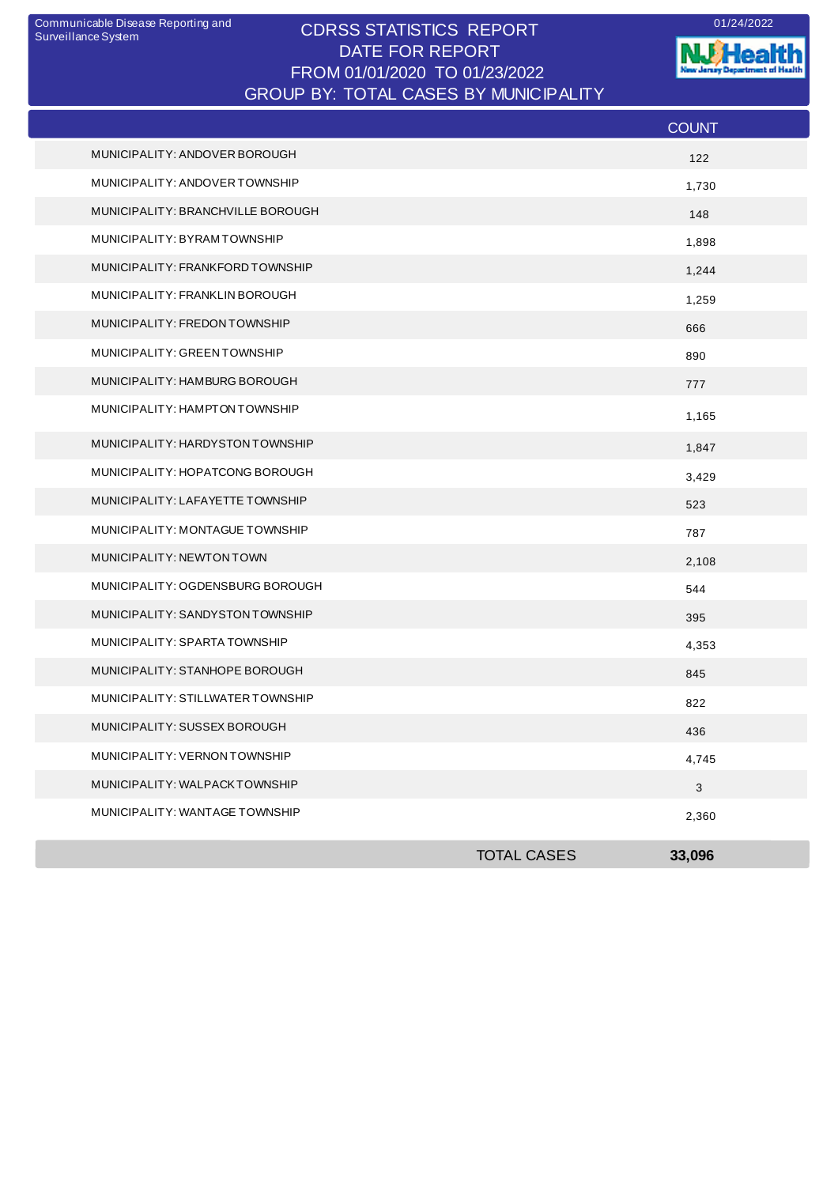Communicable Disease Reporting and Surveillance System

01/24/2022

# CDRSS STATISTICS REPORT

DATE FOR REPORT

FROM 01/01/2020 TO 01/23/2022

GROUP BY: TOTAL CASES BY MUNICIPALITY

| | COUNT |
|---|---|
| MUNICIPALITY: ANDOVER BOROUGH | 122 |
| MUNICIPALITY: ANDOVER TOWNSHIP | 1,730 |
| MUNICIPALITY: BRANCHVILLE BOROUGH | 148 |
| MUNICIPALITY: BYRAM TOWNSHIP | 1,898 |
| MUNICIPALITY: FRANKFORD TOWNSHIP | 1,244 |
| MUNICIPALITY: FRANKLIN BOROUGH | 1,259 |
| MUNICIPALITY: FREDON TOWNSHIP | 666 |
| MUNICIPALITY: GREEN TOWNSHIP | 890 |
| MUNICIPALITY: HAMBURG BOROUGH | 777 |
| MUNICIPALITY: HAMPTON TOWNSHIP | 1,165 |
| MUNICIPALITY: HARDYSTON TOWNSHIP | 1,847 |
| MUNICIPALITY: HOPATCONG BOROUGH | 3,429 |
| MUNICIPALITY: LAFAYETTE TOWNSHIP | 523 |
| MUNICIPALITY: MONTAGUE TOWNSHIP | 787 |
| MUNICIPALITY: NEWTON TOWN | 2,108 |
| MUNICIPALITY: OGDENSBURG BOROUGH | 544 |
| MUNICIPALITY: SANDYSTON TOWNSHIP | 395 |
| MUNICIPALITY: SPARTA TOWNSHIP | 4,353 |
| MUNICIPALITY: STANHOPE BOROUGH | 845 |
| MUNICIPALITY: STILLWATER TOWNSHIP | 822 |
| MUNICIPALITY: SUSSEX BOROUGH | 436 |
| MUNICIPALITY: VERNON TOWNSHIP | 4,745 |
| MUNICIPALITY: WALPACK TOWNSHIP | 3 |
| MUNICIPALITY: WANTAGE TOWNSHIP | 2,360 |
| TOTAL CASES | **33,096** |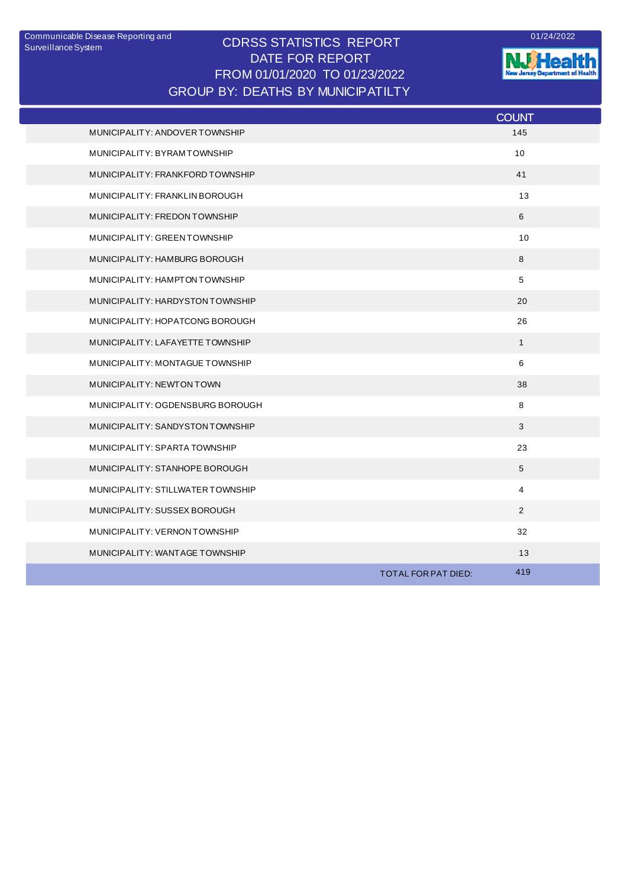Communicable Disease Reporting and Surveillance System

01/24/2022

# CDRSS STATISTICS REPORT
## DATE FOR REPORT
## FROM 01/01/2020 TO 01/23/2022
## GROUP BY: DEATHS BY MUNICIPATILTY

| | COUNT |
|---|---|
| MUNICIPALITY: ANDOVER TOWNSHIP | 145 |
| MUNICIPALITY: BYRAM TOWNSHIP | 10 |
| MUNICIPALITY: FRANKFORD TOWNSHIP | 41 |
| MUNICIPALITY: FRANKLIN BOROUGH | 13 |
| MUNICIPALITY: FREDON TOWNSHIP | 6 |
| MUNICIPALITY: GREEN TOWNSHIP | 10 |
| MUNICIPALITY: HAMBURG BOROUGH | 8 |
| MUNICIPALITY: HAMPTON TOWNSHIP | 5 |
| MUNICIPALITY: HARDYSTON TOWNSHIP | 20 |
| MUNICIPALITY: HOPATCONG BOROUGH | 26 |
| MUNICIPALITY: LAFAYETTE TOWNSHIP | 1 |
| MUNICIPALITY: MONTAGUE TOWNSHIP | 6 |
| MUNICIPALITY: NEWTON TOWN | 38 |
| MUNICIPALITY: OGDENSBURG BOROUGH | 8 |
| MUNICIPALITY: SANDYSTON TOWNSHIP | 3 |
| MUNICIPALITY: SPARTA TOWNSHIP | 23 |
| MUNICIPALITY: STANHOPE BOROUGH | 5 |
| MUNICIPALITY: STILLWATER TOWNSHIP | 4 |
| MUNICIPALITY: SUSSEX BOROUGH | 2 |
| MUNICIPALITY: VERNON TOWNSHIP | 32 |
| MUNICIPALITY: WANTAGE TOWNSHIP | 13 |
| TOTAL FOR PAT DIED: | 419 |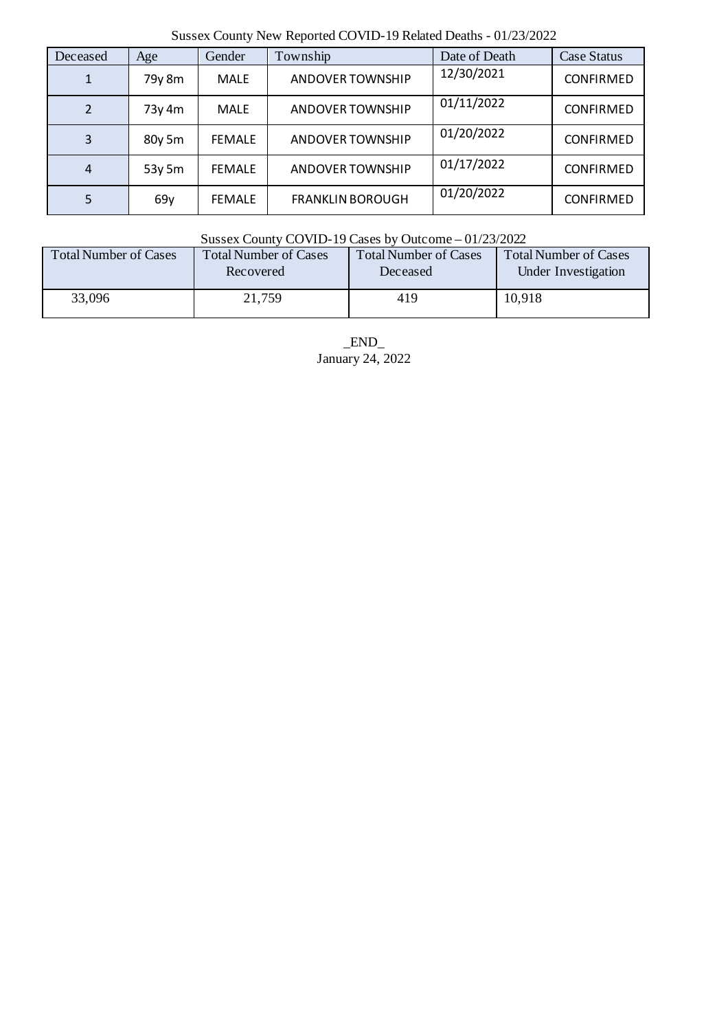Sussex County New Reported COVID-19 Related Deaths - 01/23/2022

| Deceased | Age | Gender | Township | Date of Death | Case Status |
| --- | --- | --- | --- | --- | --- |
| 1 | 79y 8m | MALE | ANDOVER TOWNSHIP | 12/30/2021 | CONFIRMED |
| 2 | 73y 4m | MALE | ANDOVER TOWNSHIP | 01/11/2022 | CONFIRMED |
| 3 | 80y 5m | FEMALE | ANDOVER TOWNSHIP | 01/20/2022 | CONFIRMED |
| 4 | 53y 5m | FEMALE | ANDOVER TOWNSHIP | 01/17/2022 | CONFIRMED |
| 5 | 69y | FEMALE | FRANKLIN BOROUGH | 01/20/2022 | CONFIRMED |

Sussex County COVID-19 Cases by Outcome – 01/23/2022

| Total Number of Cases | Total Number of Cases Recovered | Total Number of Cases Deceased | Total Number of Cases Under Investigation |
| --- | --- | --- | --- |
| 33,096 | 21,759 | 419 | 10,918 |

_END_

January 24, 2022